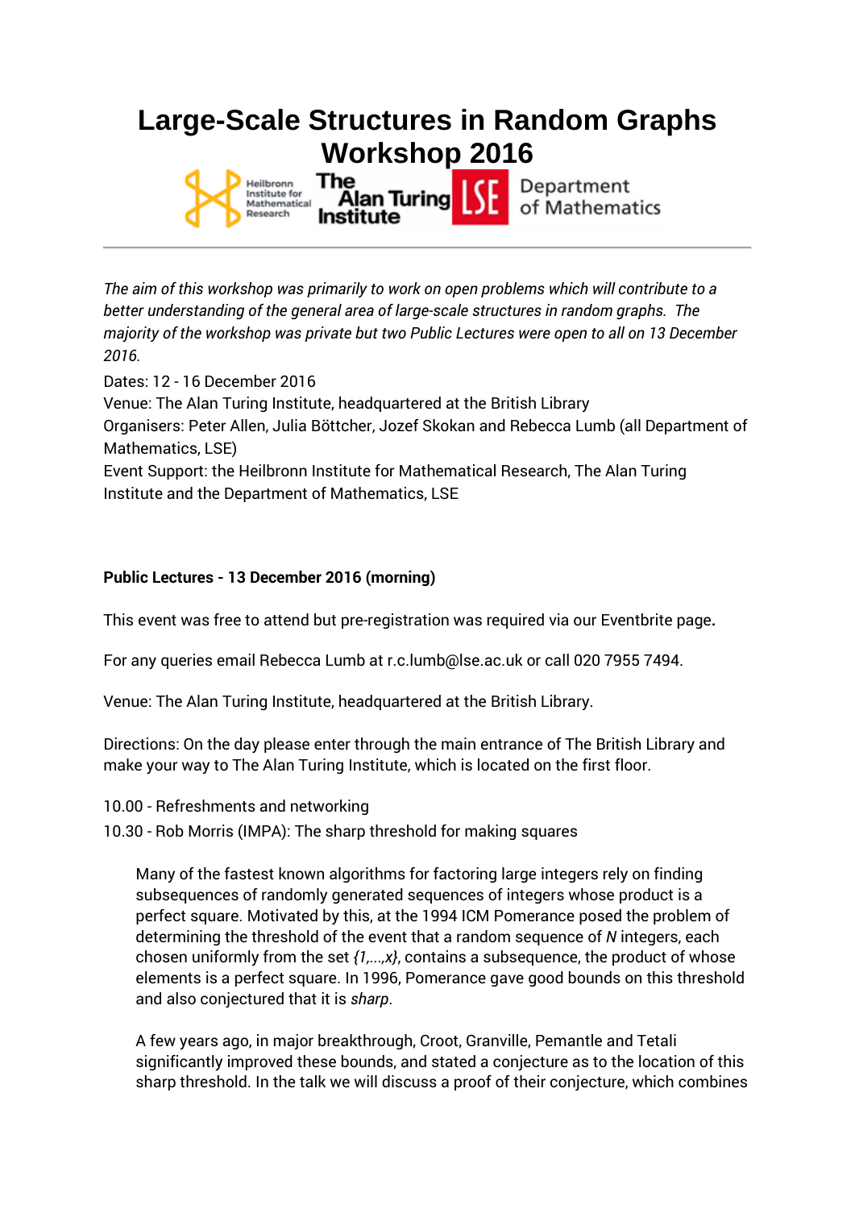# Large-Scale Structures in Random Graphs Workshop 2016

*The aim of this workshop was primarily to work on open problems which will contribute to a better understanding of the general area of large-scale structures in random graphs. The majority of the workshop was private but two Public Lectures were open to all on 13 December 2016.*

Dates: 12 - 16 December 2016
Venue: The Alan Turing Institute, headquartered at the British Library
Organisers: Peter Allen, Julia Böttcher, Jozef Skokan and Rebecca Lumb (all Department of Mathematics, LSE)
Event Support: the Heilbronn Institute for Mathematical Research, The Alan Turing Institute and the Department of Mathematics, LSE

**Public Lectures - 13 December 2016 (morning)**

This event was free to attend but pre-registration was required via our Eventbrite page**.**

For any queries email Rebecca Lumb at r.c.lumb@lse.ac.uk or call 020 7955 7494.

Venue: The Alan Turing Institute, headquartered at the British Library.

Directions: On the day please enter through the main entrance of The British Library and make your way to The Alan Turing Institute, which is located on the first floor.

10.00 - Refreshments and networking
10.30 - Rob Morris (IMPA): The sharp threshold for making squares

> Many of the fastest known algorithms for factoring large integers rely on finding subsequences of randomly generated sequences of integers whose product is a perfect square. Motivated by this, at the 1994 ICM Pomerance posed the problem of determining the threshold of the event that a random sequence of $N$ integers, each chosen uniformly from the set $\{1,...,x\}$, contains a subsequence, the product of whose elements is a perfect square. In 1996, Pomerance gave good bounds on this threshold and also conjectured that it is *sharp*.
>
> A few years ago, in major breakthrough, Croot, Granville, Pemantle and Tetali significantly improved these bounds, and stated a conjecture as to the location of this sharp threshold. In the talk we will discuss a proof of their conjecture, which combines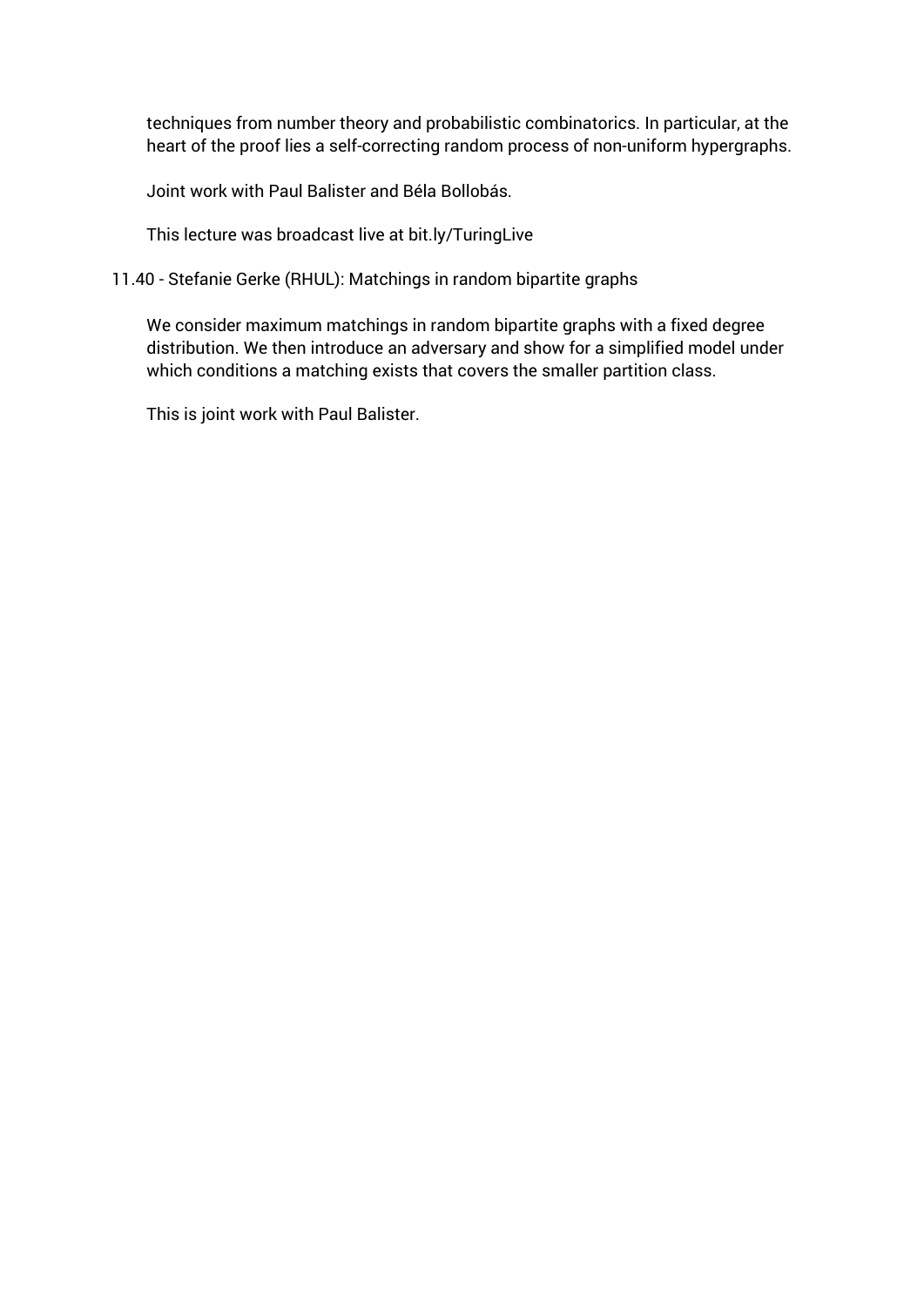techniques from number theory and probabilistic combinatorics. In particular, at the heart of the proof lies a self-correcting random process of non-uniform hypergraphs.

Joint work with Paul Balister and Béla Bollobás.

This lecture was broadcast live at bit.ly/TuringLive

11.40 - Stefanie Gerke (RHUL): Matchings in random bipartite graphs

We consider maximum matchings in random bipartite graphs with a fixed degree distribution. We then introduce an adversary and show for a simplified model under which conditions a matching exists that covers the smaller partition class.

This is joint work with Paul Balister.